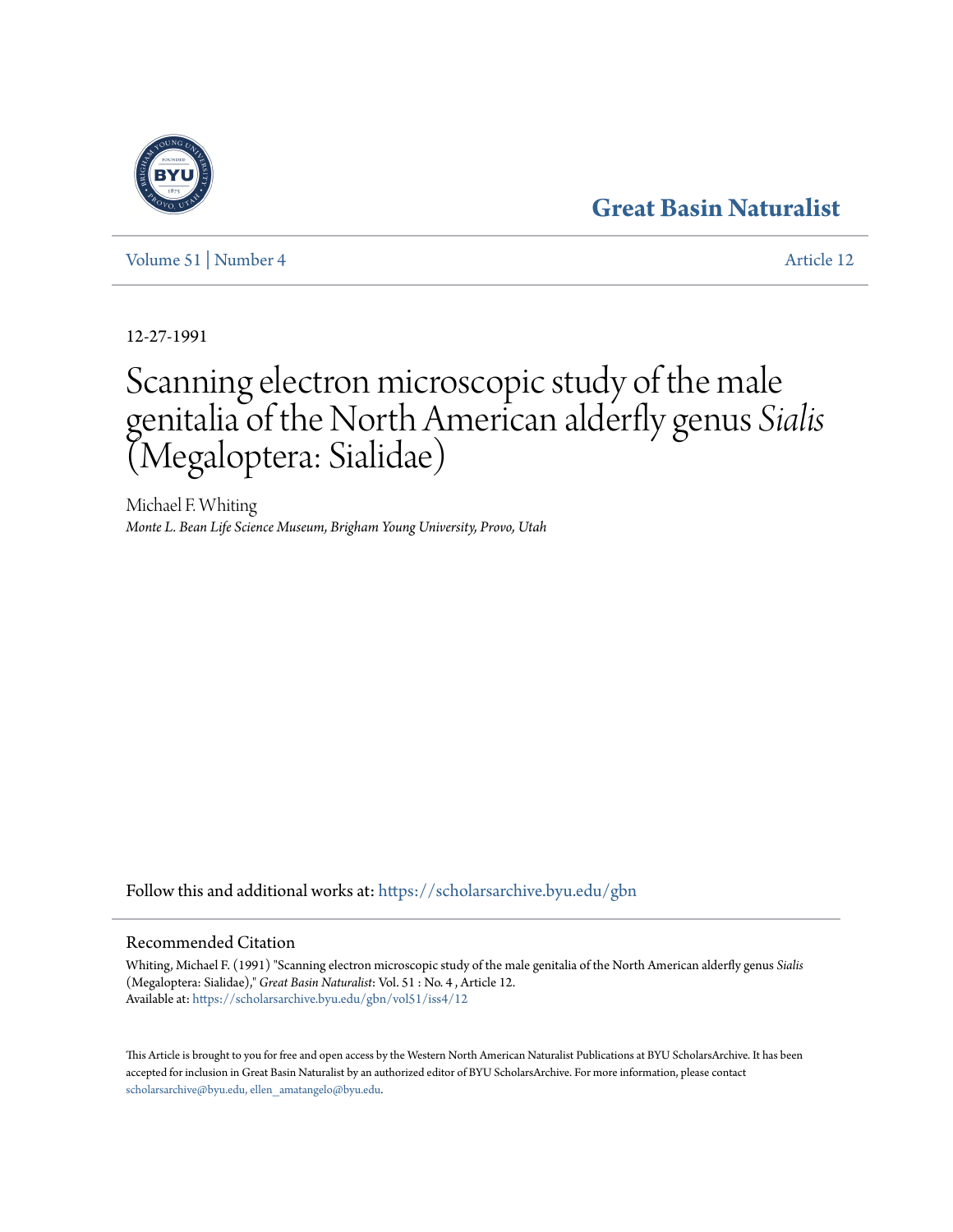Great Basin Naturalist

Volume 51 | Number 4 Article 12

12-27-1991

# Scanning electron microscopic study of the male genitalia of the North American alderfly genus *Sialis* (Megaloptera: Sialidae)

Michael F. Whiting
*Monte L. Bean Life Science Museum, Brigham Young University, Provo, Utah*

Follow this and additional works at: https://scholarsarchive.byu.edu/gbn

## Recommended Citation

Whiting, Michael F. (1991) "Scanning electron microscopic study of the male genitalia of the North American alderfly genus *Sialis* (Megaloptera: Sialidae)," *Great Basin Naturalist*: Vol. 51 : No. 4 , Article 12.
Available at: https://scholarsarchive.byu.edu/gbn/vol51/iss4/12

This Article is brought to you for free and open access by the Western North American Naturalist Publications at BYU ScholarsArchive. It has been accepted for inclusion in Great Basin Naturalist by an authorized editor of BYU ScholarsArchive. For more information, please contact scholarsarchive@byu.edu, ellen_amatangelo@byu.edu.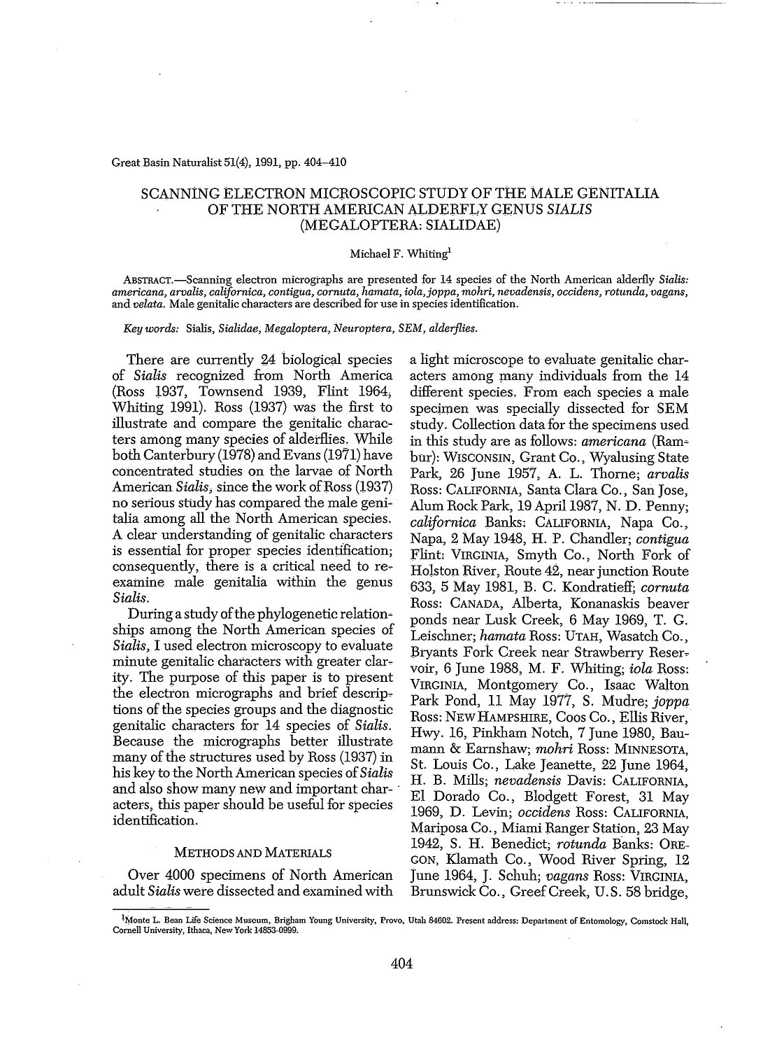SCANNING ELECTRON MICROSCOPIC STUDY OF THE MALE GENITALIA OF THE NORTH AMERICAN ALDERFLY GENUS *SIALIS* (MEGALOPTERA: SIALIDAE)

Michael F. Whiting[1]

ABSTRACT.—Scanning electron micrographs are presented for 14 species of the North American alderfly *Sialis: americana, arvalis, californica, contigua, cornuta, hamata, iola, joppa, mohri, nevadensis, occidens, rotunda, vagans,* and *velata.* Male genitalic characters are described for use in species identification.

*Key words:* Sialis, *Sialidae, Megaloptera, Neuroptera, SEM, alderflies.*

There are currently 24 biological species of *Sialis* recognized from North America (Ross 1937, Townsend 1939, Flint 1964, Whiting 1991). Ross (1937) was the first to illustrate and compare the genitalic characters among many species of alderflies. While both Canterbury (1978) and Evans (1971) have concentrated studies on the larvae of North American *Sialis,* since the work of Ross (1937) no serious study has compared the male genitalia among all the North American species. A clear understanding of genitalic characters is essential for proper species identification; consequently, there is a critical need to reexamine male genitalia within the genus *Sialis.*

During a study of the phylogenetic relationships among the North American species of *Sialis,* I used electron microscopy to evaluate minute genitalic characters with greater clarity. The purpose of this paper is to present the electron micrographs and brief descriptions of the species groups and the diagnostic genitalic characters for 14 species of *Sialis.* Because the micrographs better illustrate many of the structures used by Ross (1937) in his key to the North American species of *Sialis* and also show many new and important characters, this paper should be useful for species identification.

## METHODS AND MATERIALS

Over 4000 specimens of North American adult *Sialis* were dissected and examined with a light microscope to evaluate genitalic characters among many individuals from the 14 different species. From each species a male specimen was specially dissected for SEM study. Collection data for the specimens used in this study are as follows: *americana* (Rambur): WISCONSIN, Grant Co., Wyalusing State Park, 26 June 1957, A. L. Thorne; *arvalis* Ross: CALIFORNIA, Santa Clara Co., San Jose, Alum Rock Park, 19 April 1987, N. D. Penny; *californica* Banks: CALIFORNIA, Napa Co., Napa, 2 May 1948, H. P. Chandler; *contigua* Flint: VIRGINIA, Smyth Co., North Fork of Holston River, Route 42, near junction Route 633, 5 May 1981, B. C. Kondratieff; *cornuta* Ross: CANADA, Alberta, Konanaskis beaver ponds near Lusk Creek, 6 May 1969, T. G. Leischner; *hamata* Ross: UTAH, Wasatch Co., Bryants Fork Creek near Strawberry Reservoir, 6 June 1988, M. F. Whiting; *iola* Ross: VIRGINIA, Montgomery Co., Isaac Walton Park Pond, 11 May 1977, S. Mudre; *joppa* Ross: NEW HAMPSHIRE, Coos Co., Ellis River, Hwy. 16, Pinkham Notch, 7 June 1980, Baumann & Earnshaw; *mohri* Ross: MINNESOTA, St. Louis Co., Lake Jeanette, 22 June 1964, H. B. Mills; *nevadensis* Davis: CALIFORNIA, El Dorado Co., Blodgett Forest, 31 May 1969, D. Levin; *occidens* Ross: CALIFORNIA, Mariposa Co., Miami Ranger Station, 23 May 1942, S. H. Benedict; *rotunda* Banks: OREGON, Klamath Co., Wood River Spring, 12 June 1964, J. Schuh; *vagans* Ross: VIRGINIA, Brunswick Co., Greef Creek, U.S. 58 bridge,

[1]Monte L. Bean Life Science Museum, Brigham Young University, Provo, Utah 84602. Present address: Department of Entomology, Comstock Hall, Cornell University, Ithaca, New York 14853-0999.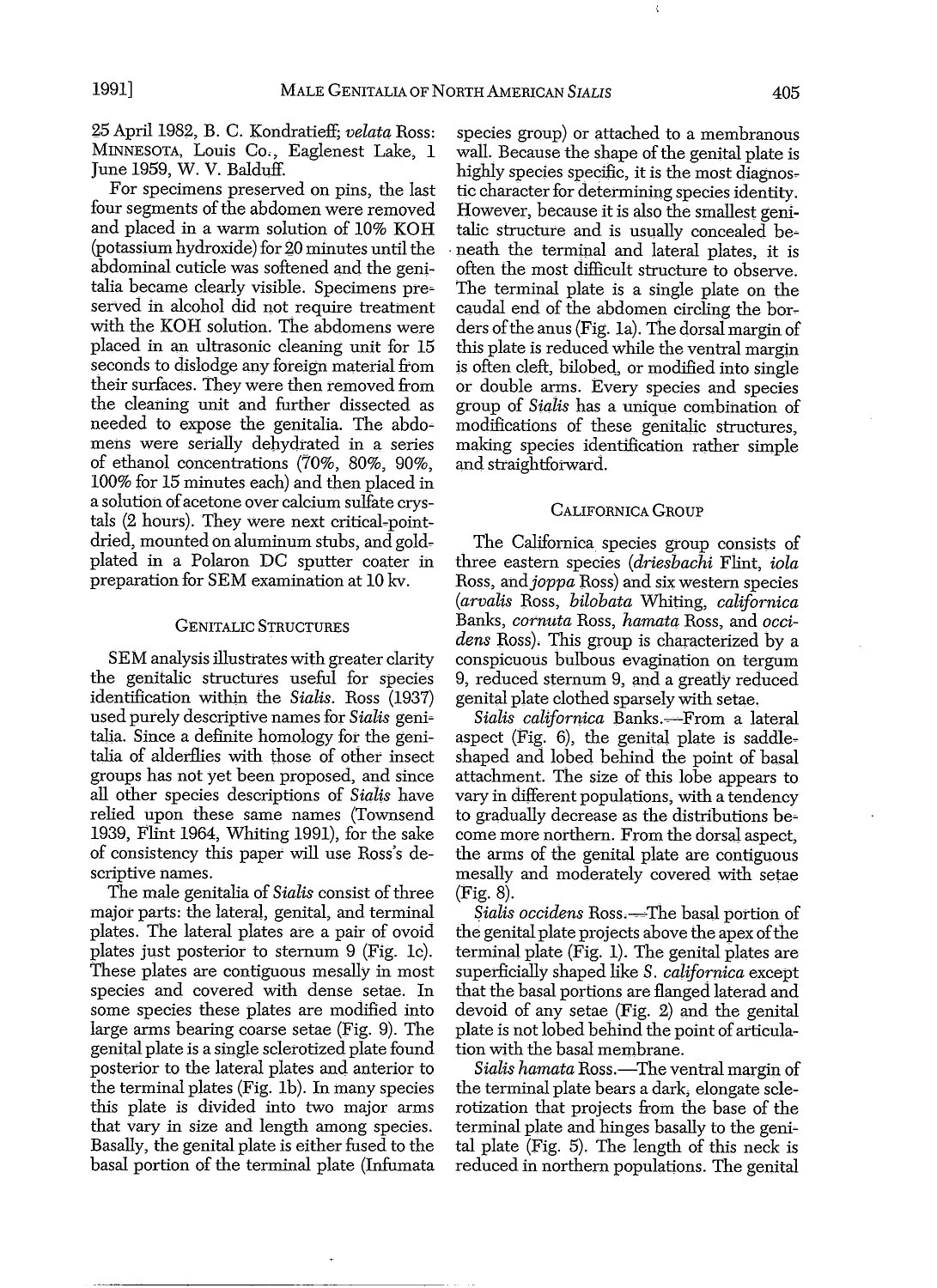25 April 1982, B. C. Kondratieff; *velata* Ross: MINNESOTA, Louis Co., Eaglenest Lake, 1 June 1959, W. V. Balduff.

For specimens preserved on pins, the last four segments of the abdomen were removed and placed in a warm solution of 10% KOH (potassium hydroxide) for 20 minutes until the abdominal cuticle was softened and the genitalia became clearly visible. Specimens preserved in alcohol did not require treatment with the KOH solution. The abdomens were placed in an ultrasonic cleaning unit for 15 seconds to dislodge any foreign material from their surfaces. They were then removed from the cleaning unit and further dissected as needed to expose the genitalia. The abdomens were serially dehydrated in a series of ethanol concentrations (70%, 80%, 90%, 100% for 15 minutes each) and then placed in a solution of acetone over calcium sulfate crystals (2 hours). They were next critical-point-dried, mounted on aluminum stubs, and gold-plated in a Polaron DC sputter coater in preparation for SEM examination at 10 kv.

## GENITALIC STRUCTURES

SEM analysis illustrates with greater clarity the genitalic structures useful for species identification within the *Sialis*. Ross (1937) used purely descriptive names for *Sialis* genitalia. Since a definite homology for the genitalia of alderflies with those of other insect groups has not yet been proposed, and since all other species descriptions of *Sialis* have relied upon these same names (Townsend 1939, Flint 1964, Whiting 1991), for the sake of consistency this paper will use Ross's descriptive names.

The male genitalia of *Sialis* consist of three major parts: the lateral, genital, and terminal plates. The lateral plates are a pair of ovoid plates just posterior to sternum 9 (Fig. 1c). These plates are contiguous mesally in most species and covered with dense setae. In some species these plates are modified into large arms bearing coarse setae (Fig. 9). The genital plate is a single sclerotized plate found posterior to the lateral plates and anterior to the terminal plates (Fig. 1b). In many species this plate is divided into two major arms that vary in size and length among species. Basally, the genital plate is either fused to the basal portion of the terminal plate (Infumata species group) or attached to a membranous wall. Because the shape of the genital plate is highly species specific, it is the most diagnostic character for determining species identity. However, because it is also the smallest genitalic structure and is usually concealed beneath the terminal and lateral plates, it is often the most difficult structure to observe. The terminal plate is a single plate on the caudal end of the abdomen circling the borders of the anus (Fig. 1a). The dorsal margin of this plate is reduced while the ventral margin is often cleft, bilobed, or modified into single or double arms. Every species and species group of *Sialis* has a unique combination of modifications of these genitalic structures, making species identification rather simple and straightforward.

## CALIFORNICA GROUP

The Californica species group consists of three eastern species (*driesbachi* Flint, *iola* Ross, and *joppa* Ross) and six western species (*arvalis* Ross, *bilobata* Whiting, *californica* Banks, *cornuta* Ross, *hamata* Ross, and *occidens* Ross). This group is characterized by a conspicuous bulbous evagination on tergum 9, reduced sternum 9, and a greatly reduced genital plate clothed sparsely with setae.

*Sialis californica* Banks.—From a lateral aspect (Fig. 6), the genital plate is saddle-shaped and lobed behind the point of basal attachment. The size of this lobe appears to vary in different populations, with a tendency to gradually decrease as the distributions become more northern. From the dorsal aspect, the arms of the genital plate are contiguous mesally and moderately covered with setae (Fig. 8).

*Sialis occidens* Ross.—The basal portion of the genital plate projects above the apex of the terminal plate (Fig. 1). The genital plates are superficially shaped like *S. californica* except that the basal portions are flanged laterad and devoid of any setae (Fig. 2) and the genital plate is not lobed behind the point of articulation with the basal membrane.

*Sialis hamata* Ross.—The ventral margin of the terminal plate bears a dark, elongate sclerotization that projects from the base of the terminal plate and hinges basally to the genital plate (Fig. 5). The length of this neck is reduced in northern populations. The genital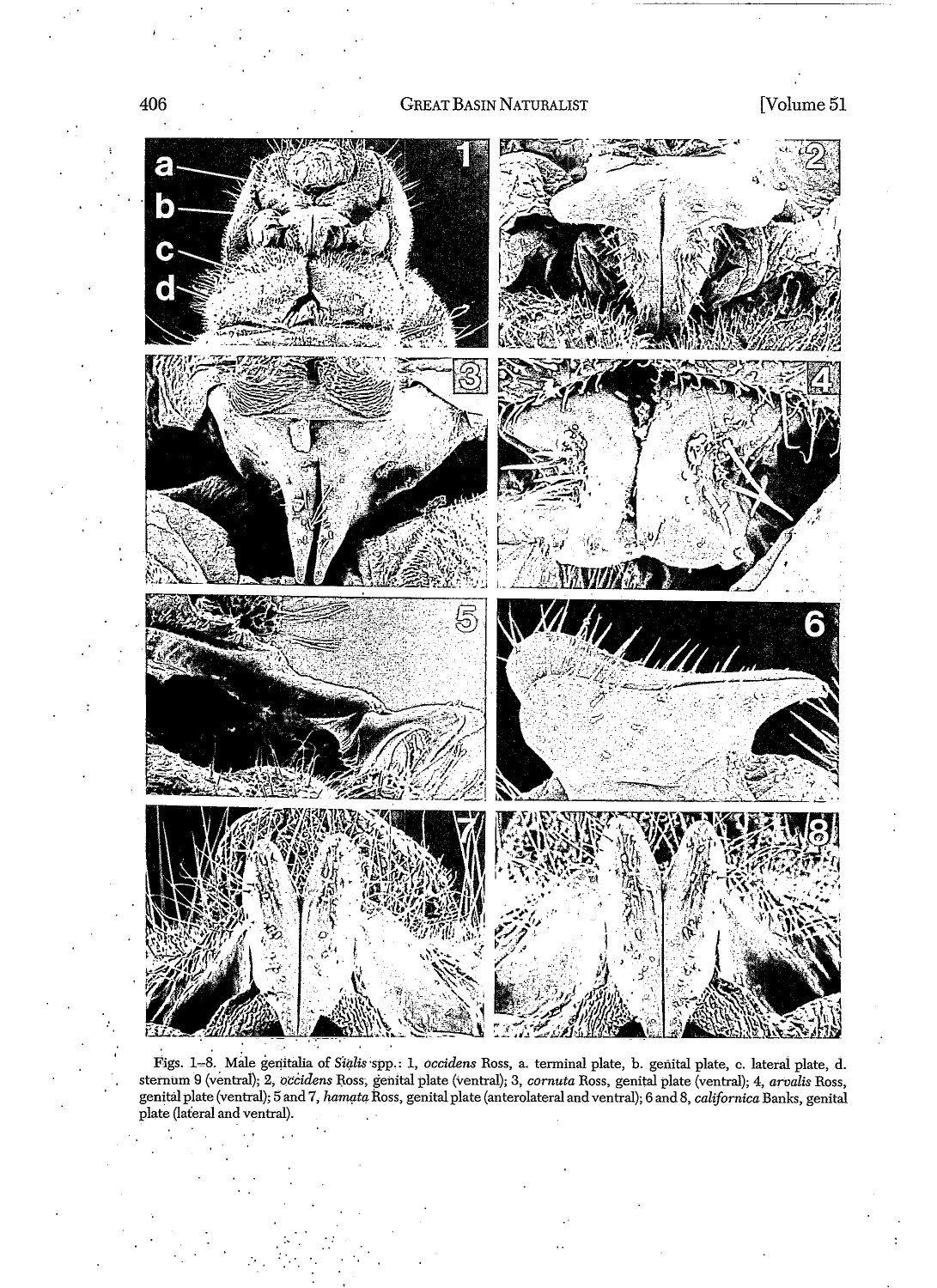Figs. 1–8. Male genitalia of *Sialis* spp.: 1, *occidens* Ross, a. terminal plate, b. genital plate, c. lateral plate, d. sternum 9 (ventral); 2, *occidens* Ross, genital plate (ventral); 3, *cornuta* Ross, genital plate (ventral); 4, *arvalis* Ross, genital plate (ventral); 5 and 7, *hamata* Ross, genital plate (anterolateral and ventral); 6 and 8, *californica* Banks, genital plate (lateral and ventral).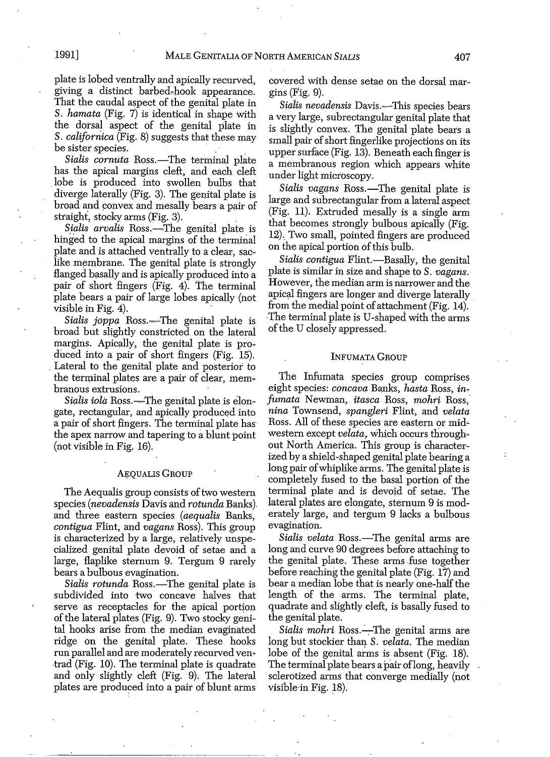plate is lobed ventrally and apically recurved, giving a distinct barbed-hook appearance. That the caudal aspect of the genital plate in *S. hamata* (Fig. 7) is identical in shape with the dorsal aspect of the genital plate in *S. californica* (Fig. 8) suggests that these may be sister species.

*Sialis cornuta* Ross.—The terminal plate has the apical margins cleft, and each cleft lobe is produced into swollen bulbs that diverge laterally (Fig. 3). The genital plate is broad and convex and mesally bears a pair of straight, stocky arms (Fig. 3).

*Sialis arvalis* Ross.—The genital plate is hinged to the apical margins of the terminal plate and is attached ventrally to a clear, sac-like membrane. The genital plate is strongly flanged basally and is apically produced into a pair of short fingers (Fig. 4). The terminal plate bears a pair of large lobes apically (not visible in Fig. 4).

*Sialis joppa* Ross.—The genital plate is broad but slightly constricted on the lateral margins. Apically, the genital plate is produced into a pair of short fingers (Fig. 15). Lateral to the genital plate and posterior to the terminal plates are a pair of clear, membranous extrusions.

*Sialis iola* Ross.—The genital plate is elongate, rectangular, and apically produced into a pair of short fingers. The terminal plate has the apex narrow and tapering to a blunt point (not visible in Fig. 16).

## Aequalis Group

The Aequalis group consists of two western species (*nevadensis* Davis and *rotunda* Banks) and three eastern species (*aequalis* Banks, *contigua* Flint, and *vagans* Ross). This group is characterized by a large, relatively unspecialized genital plate devoid of setae and a large, flaplike sternum 9. Tergum 9 rarely bears a bulbous evagination.

*Sialis rotunda* Ross.—The genital plate is subdivided into two concave halves that serve as receptacles for the apical portion of the lateral plates (Fig. 9). Two stocky genital hooks arise from the median evaginated ridge on the genital plate. These hooks run parallel and are moderately recurved ventrad (Fig. 10). The terminal plate is quadrate and only slightly cleft (Fig. 9). The lateral plates are produced into a pair of blunt arms covered with dense setae on the dorsal margins (Fig. 9).

*Sialis nevadensis* Davis.—This species bears a very large, subrectangular genital plate that is slightly convex. The genital plate bears a small pair of short fingerlike projections on its upper surface (Fig. 13). Beneath each finger is a membranous region which appears white under light microscopy.

*Sialis vagans* Ross.—The genital plate is large and subrectangular from a lateral aspect (Fig. 11). Extruded mesally is a single arm that becomes strongly bulbous apically (Fig. 12). Two small, pointed fingers are produced on the apical portion of this bulb.

*Sialis contigua* Flint.—Basally, the genital plate is similar in size and shape to *S. vagans*. However, the median arm is narrower and the apical fingers are longer and diverge laterally from the medial point of attachment (Fig. 14). The terminal plate is U-shaped with the arms of the U closely appressed.

## Infumata Group

The Infumata species group comprises eight species: *concava* Banks, *hasta* Ross, *infumata* Newman, *itasca* Ross, *mohri* Ross, *nina* Townsend, *spangleri* Flint, and *velata* Ross. All of these species are eastern or midwestern except *velata*, which occurs throughout North America. This group is characterized by a shield-shaped genital plate bearing a long pair of whiplike arms. The genital plate is completely fused to the basal portion of the terminal plate and is devoid of setae. The lateral plates are elongate, sternum 9 is moderately large, and tergum 9 lacks a bulbous evagination.

*Sialis velata* Ross.—The genital arms are long and curve 90 degrees before attaching to the genital plate. These arms fuse together before reaching the genital plate (Fig. 17) and bear a median lobe that is nearly one-half the length of the arms. The terminal plate, quadrate and slightly cleft, is basally fused to the genital plate.

*Sialis mohri* Ross.—The genital arms are long but stockier than *S. velata*. The median lobe of the genital arms is absent (Fig. 18). The terminal plate bears a pair of long, heavily sclerotized arms that converge medially (not visible in Fig. 18).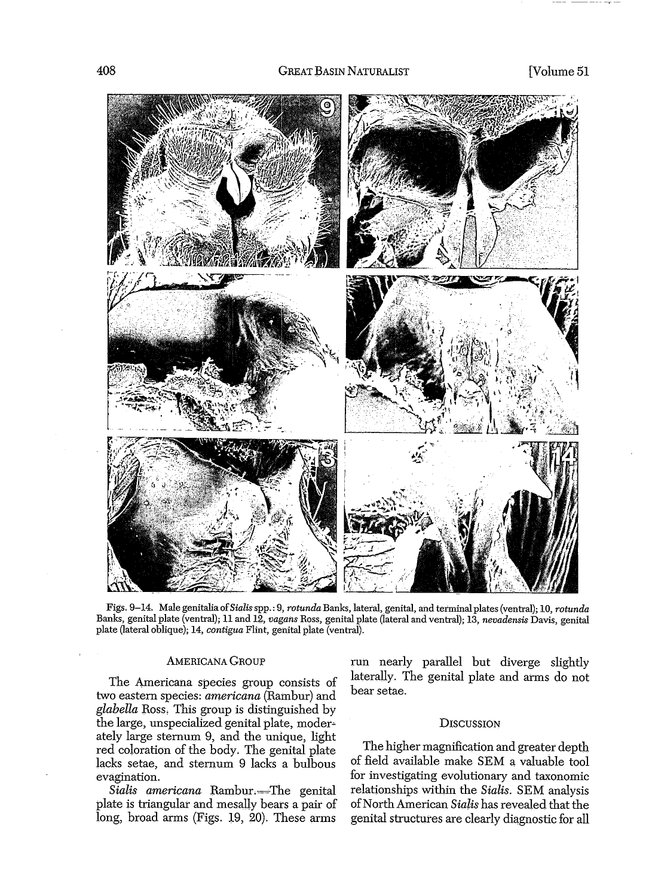Figs. 9–14. Male genitalia of *Sialis* spp.: 9, *rotunda* Banks, lateral, genital, and terminal plates (ventral); 10, *rotunda* Banks, genital plate (ventral); 11 and 12, *vagans* Ross, genital plate (lateral and ventral); 13, *nevadensis* Davis, genital plate (lateral oblique); 14, *contigua* Flint, genital plate (ventral).

### Americana Group

The Americana species group consists of two eastern species: *americana* (Rambur) and *glabella* Ross. This group is distinguished by the large, unspecialized genital plate, moderately large sternum 9, and the unique, light red coloration of the body. The genital plate lacks setae, and sternum 9 lacks a bulbous evagination.

*Sialis americana* Rambur.—The genital plate is triangular and mesally bears a pair of long, broad arms (Figs. 19, 20). These arms run nearly parallel but diverge slightly laterally. The genital plate and arms do not bear setae.

## Discussion

The higher magnification and greater depth of field available make SEM a valuable tool for investigating evolutionary and taxonomic relationships within the *Sialis*. SEM analysis of North American *Sialis* has revealed that the genital structures are clearly diagnostic for all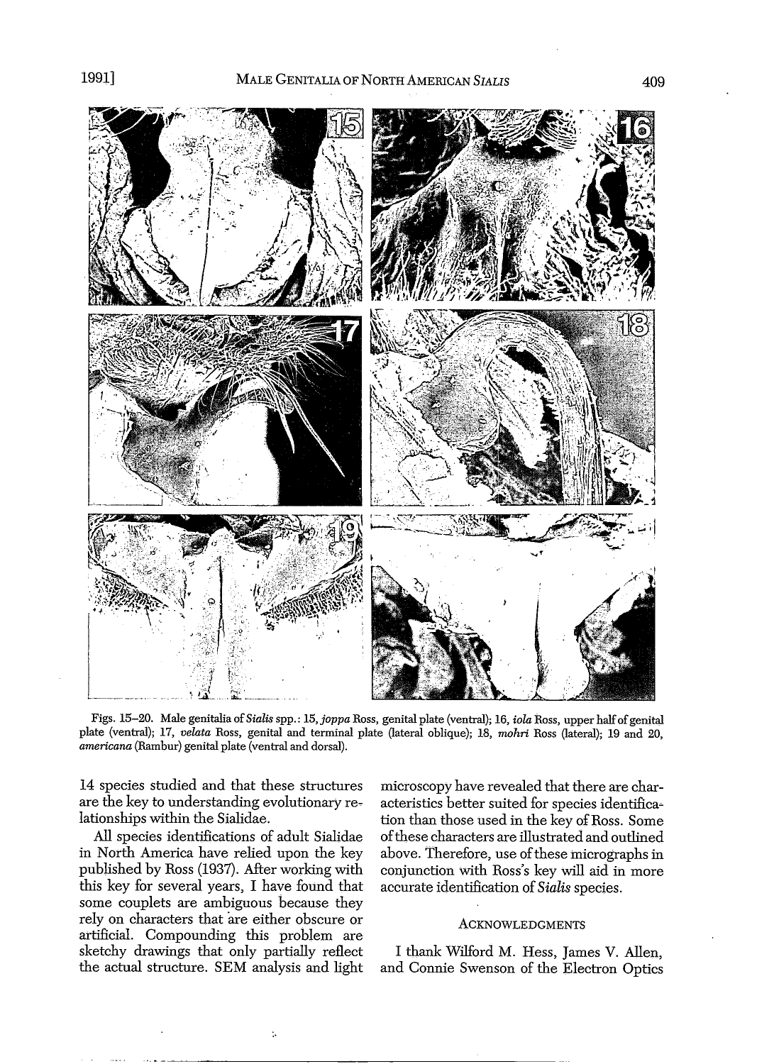Figs. 15–20. Male genitalia of *Sialis* spp.: 15, *joppa* Ross, genital plate (ventral); 16, *iola* Ross, upper half of genital plate (ventral); 17, *velata* Ross, genital and terminal plate (lateral oblique); 18, *mohri* Ross (lateral); 19 and 20, *americana* (Rambur) genital plate (ventral and dorsal).

14 species studied and that these structures are the key to understanding evolutionary relationships within the Sialidae.

All species identifications of adult Sialidae in North America have relied upon the key published by Ross (1937). After working with this key for several years, I have found that some couplets are ambiguous because they rely on characters that are either obscure or artificial. Compounding this problem are sketchy drawings that only partially reflect the actual structure. SEM analysis and light microscopy have revealed that there are characteristics better suited for species identification than those used in the key of Ross. Some of these characters are illustrated and outlined above. Therefore, use of these micrographs in conjunction with Ross's key will aid in more accurate identification of *Sialis* species.

## Acknowledgments

I thank Wilford M. Hess, James V. Allen, and Connie Swenson of the Electron Optics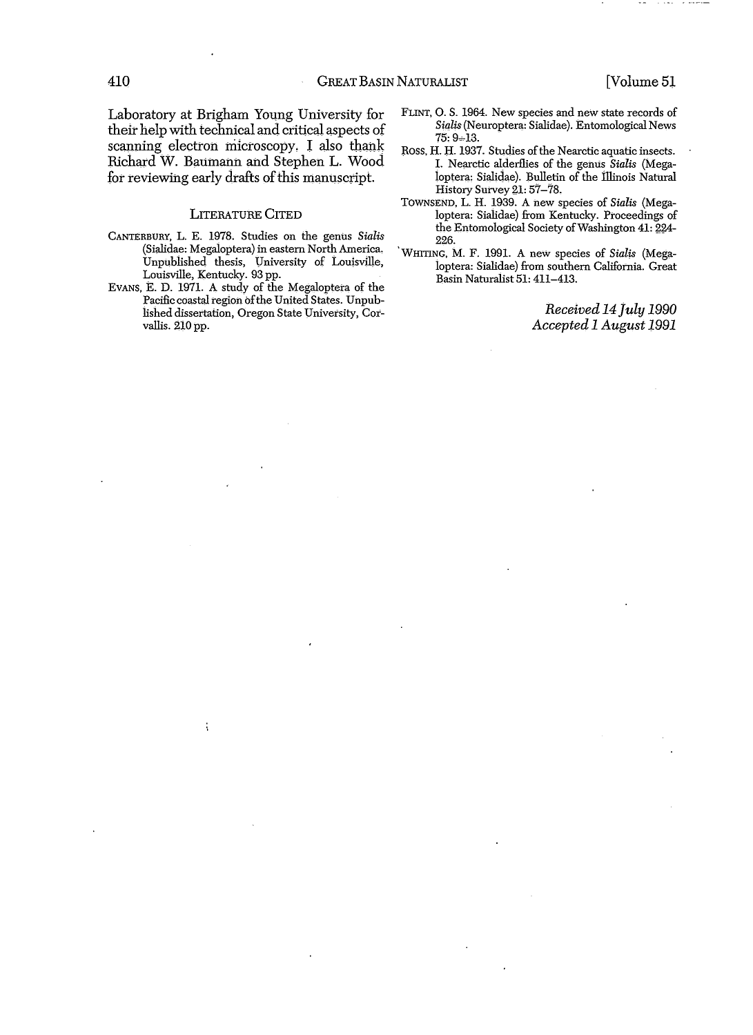Laboratory at Brigham Young University for their help with technical and critical aspects of scanning electron microscopy. I also thank Richard W. Baumann and Stephen L. Wood for reviewing early drafts of this manuscript.

## Literature Cited

Canterbury, L. E. 1978. Studies on the genus *Sialis* (Sialidae: Megaloptera) in eastern North America. Unpublished thesis, University of Louisville, Louisville, Kentucky. 93 pp.

Evans, E. D. 1971. A study of the Megaloptera of the Pacific coastal region of the United States. Unpublished dissertation, Oregon State University, Corvallis. 210 pp.

Flint, O. S. 1964. New species and new state records of *Sialis* (Neuroptera: Sialidae). Entomological News 75: 9–13.

Ross, H. H. 1937. Studies of the Nearctic aquatic insects. I. Nearctic alderflies of the genus *Sialis* (Megaloptera: Sialidae). Bulletin of the Illinois Natural History Survey 21: 57–78.

Townsend, L. H. 1939. A new species of *Sialis* (Megaloptera: Sialidae) from Kentucky. Proceedings of the Entomological Society of Washington 41: 224–226.

Whiting, M. F. 1991. A new species of *Sialis* (Megaloptera: Sialidae) from southern California. Great Basin Naturalist 51: 411–413.

*Received 14 July 1990*
*Accepted 1 August 1991*